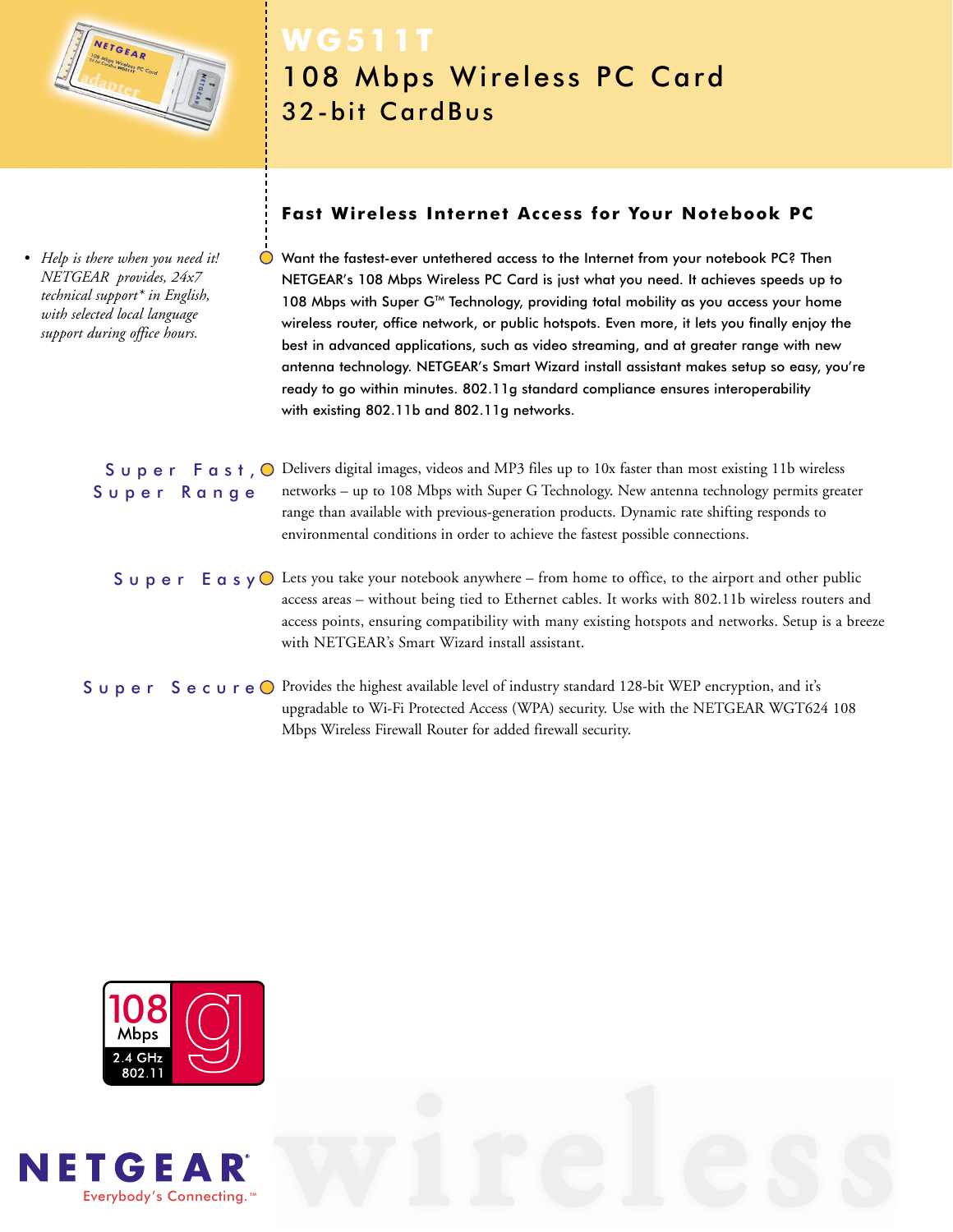# WG511T

## 108 Mbps Wireless PC Card 32-bit CardBus

- *Help is there when you need it! NETGEAR provides, 24x7 technical support\* in English, with selected local language support during office hours.*

### Fast Wireless Internet Access for Your Notebook PC

Want the fastest-ever untethered access to the Internet from your notebook PC? Then NETGEAR's 108 Mbps Wireless PC Card is just what you need. It achieves speeds up to 108 Mbps with Super G™ Technology, providing total mobility as you access your home wireless router, office network, or public hotspots. Even more, it lets you finally enjoy the best in advanced applications, such as video streaming, and at greater range with new antenna technology. NETGEAR's Smart Wizard install assistant makes setup so easy, you're ready to go within minutes. 802.11g standard compliance ensures interoperability with existing 802.11b and 802.11g networks.

**Super Fast, Super Range** Delivers digital images, videos and MP3 files up to 10x faster than most existing 11b wireless networks – up to 108 Mbps with Super G Technology. New antenna technology permits greater range than available with previous-generation products. Dynamic rate shifting responds to environmental conditions in order to achieve the fastest possible connections.

**Super Easy** Lets you take your notebook anywhere – from home to office, to the airport and other public access areas – without being tied to Ethernet cables. It works with 802.11b wireless routers and access points, ensuring compatibility with many existing hotspots and networks. Setup is a breeze with NETGEAR's Smart Wizard install assistant.

**Super Secure** Provides the highest available level of industry standard 128-bit WEP encryption, and it's upgradable to Wi-Fi Protected Access (WPA) security. Use with the NETGEAR WGT624 108 Mbps Wireless Firewall Router for added firewall security.

108 Mbps 2.4 GHz 802.11 g

NETGEAR Everybody's Connecting.™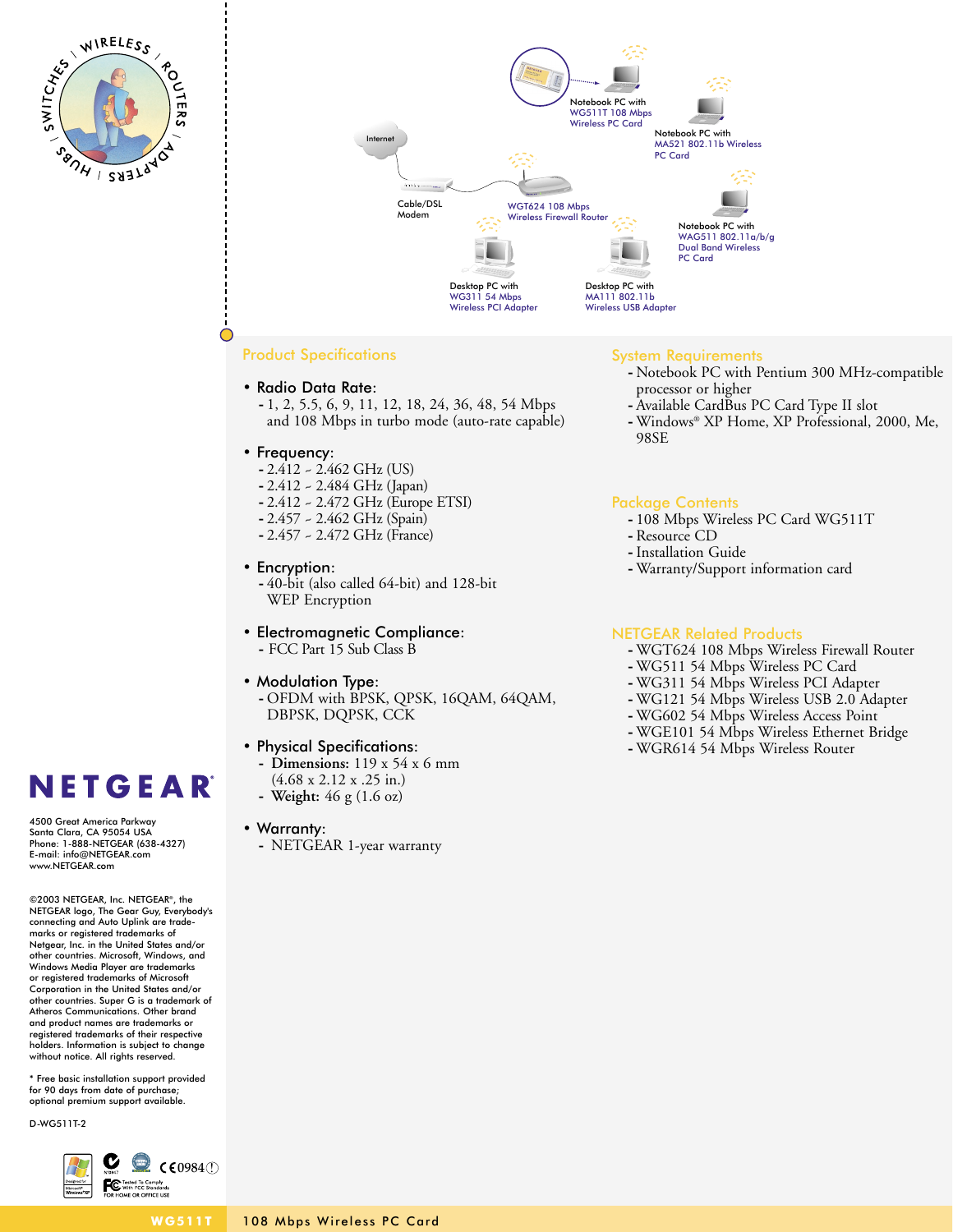Internet

Cable/DSL Modem

WGT624 108 Mbps Wireless Firewall Router

Notebook PC with WG511T 108 Mbps Wireless PC Card

Notebook PC with MA521 802.11b Wireless PC Card

Notebook PC with WAG511 802.11a/b/g Dual Band Wireless PC Card

Desktop PC with WG311 54 Mbps Wireless PCI Adapter

Desktop PC with MA111 802.11b Wireless USB Adapter

## Product Specifications

- **Radio Data Rate:**
  - 1, 2, 5.5, 6, 9, 11, 12, 18, 24, 36, 48, 54 Mbps and 108 Mbps in turbo mode (auto-rate capable)
- **Frequency:**
  - 2.412 ~ 2.462 GHz (US)
  - 2.412 ~ 2.484 GHz (Japan)
  - 2.412 ~ 2.472 GHz (Europe ETSI)
  - 2.457 ~ 2.462 GHz (Spain)
  - 2.457 ~ 2.472 GHz (France)
- **Encryption:**
  - 40-bit (also called 64-bit) and 128-bit WEP Encryption
- **Electromagnetic Compliance:**
  - FCC Part 15 Sub Class B
- **Modulation Type:**
  - OFDM with BPSK, QPSK, 16QAM, 64QAM, DBPSK, DQPSK, CCK
- **Physical Specifications:**
  - **Dimensions:** 119 x 54 x 6 mm (4.68 x 2.12 x .25 in.)
  - **Weight:** 46 g (1.6 oz)
- **Warranty:**
  - NETGEAR 1-year warranty

## System Requirements

- Notebook PC with Pentium 300 MHz-compatible processor or higher
- Available CardBus PC Card Type II slot
- Windows® XP Home, XP Professional, 2000, Me, 98SE

## Package Contents

- 108 Mbps Wireless PC Card WG511T
- Resource CD
- Installation Guide
- Warranty/Support information card

## NETGEAR Related Products

- WGT624 108 Mbps Wireless Firewall Router
- WG511 54 Mbps Wireless PC Card
- WG311 54 Mbps Wireless PCI Adapter
- WG121 54 Mbps Wireless USB 2.0 Adapter
- WG602 54 Mbps Wireless Access Point
- WGE101 54 Mbps Wireless Ethernet Bridge
- WGR614 54 Mbps Wireless Router

**NETGEAR®**

4500 Great America Parkway
Santa Clara, CA 95054 USA
Phone: 1-888-NETGEAR (638-4327)
E-mail: info@NETGEAR.com
www.NETGEAR.com

©2003 NETGEAR, Inc. NETGEAR®, the NETGEAR logo, The Gear Guy, Everybody's connecting and Auto Uplink are trademarks or registered trademarks of Netgear, Inc. in the United States and/or other countries. Microsoft, Windows, and Windows Media Player are trademarks or registered trademarks of Microsoft Corporation in the United States and/or other countries. Super G is a trademark of Atheros Communications. Other brand and product names are trademarks or registered trademarks of their respective holders. Information is subject to change without notice. All rights reserved.

* Free basic installation support provided for 90 days from date of purchase; optional premium support available.

D-WG511T-2

Tested To Comply With FCC Standards FOR HOME OR OFFICE USE

CE0984

WG511T 108 Mbps Wireless PC Card